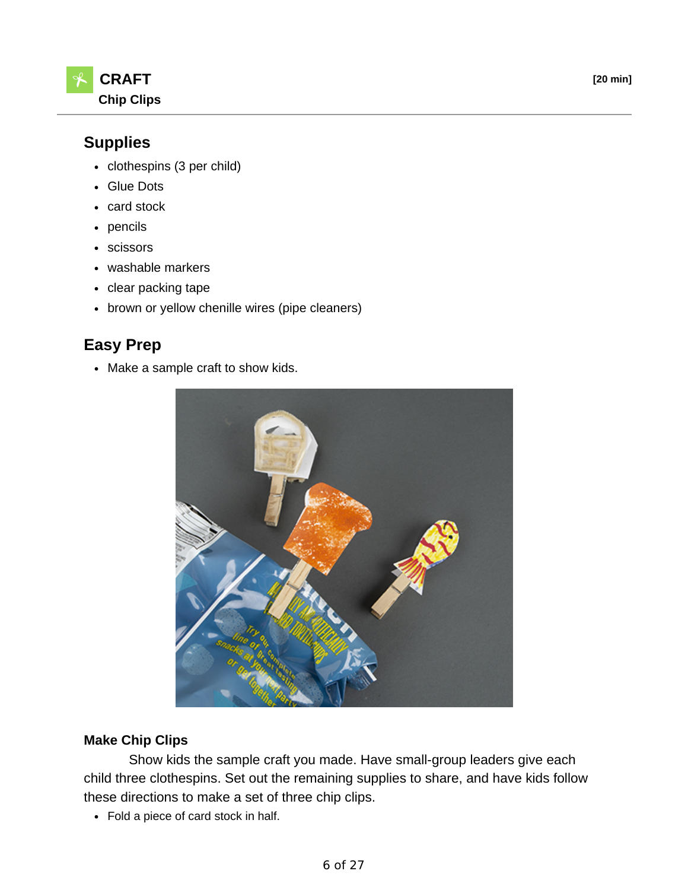# CRAFT

**Chip Clips**

**[20 min]**

## Supplies

- clothespins (3 per child)
- Glue Dots
- card stock
- pencils
- scissors
- washable markers
- clear packing tape
- brown or yellow chenille wires (pipe cleaners)

## Easy Prep

- Make a sample craft to show kids.

### Make Chip Clips

Show kids the sample craft you made. Have small-group leaders give each child three clothespins. Set out the remaining supplies to share, and have kids follow these directions to make a set of three chip clips.

- Fold a piece of card stock in half.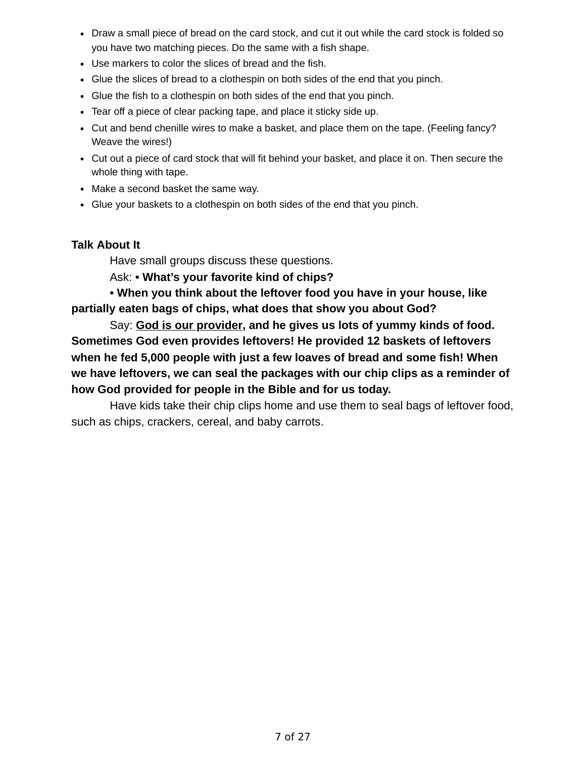- Draw a small piece of bread on the card stock, and cut it out while the card stock is folded so you have two matching pieces. Do the same with a fish shape.
- Use markers to color the slices of bread and the fish.
- Glue the slices of bread to a clothespin on both sides of the end that you pinch.
- Glue the fish to a clothespin on both sides of the end that you pinch.
- Tear off a piece of clear packing tape, and place it sticky side up.
- Cut and bend chenille wires to make a basket, and place them on the tape. (Feeling fancy? Weave the wires!)
- Cut out a piece of card stock that will fit behind your basket, and place it on. Then secure the whole thing with tape.
- Make a second basket the same way.
- Glue your baskets to a clothespin on both sides of the end that you pinch.

**Talk About It**

Have small groups discuss these questions.

Ask: **• What's your favorite kind of chips?**

**• When you think about the leftover food you have in your house, like partially eaten bags of chips, what does that show you about God?**

Say: **<u>God is our provider</u>, and he gives us lots of yummy kinds of food. Sometimes God even provides leftovers! He provided 12 baskets of leftovers when he fed 5,000 people with just a few loaves of bread and some fish! When we have leftovers, we can seal the packages with our chip clips as a reminder of how God provided for people in the Bible and for us today.**

Have kids take their chip clips home and use them to seal bags of leftover food, such as chips, crackers, cereal, and baby carrots.